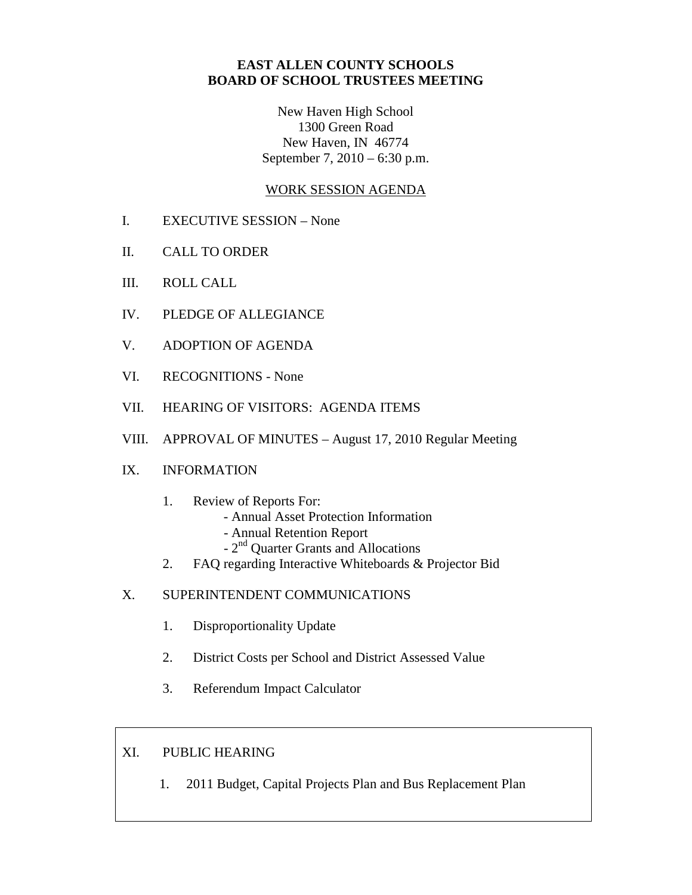# EAST ALLEN COUNTY SCHOOLS
# BOARD OF SCHOOL TRUSTEES MEETING

New Haven High School
1300 Green Road
New Haven, IN 46774
September 7, 2010 – 6:30 p.m.

## WORK SESSION AGENDA

I. EXECUTIVE SESSION – None

II. CALL TO ORDER

III. ROLL CALL

IV. PLEDGE OF ALLEGIANCE

V. ADOPTION OF AGENDA

VI. RECOGNITIONS - None

VII. HEARING OF VISITORS: AGENDA ITEMS

VIII. APPROVAL OF MINUTES – August 17, 2010 Regular Meeting

IX. INFORMATION

1. Review of Reports For:
   - Annual Asset Protection Information
   - Annual Retention Report
   - 2nd Quarter Grants and Allocations
2. FAQ regarding Interactive Whiteboards & Projector Bid

X. SUPERINTENDENT COMMUNICATIONS

1. Disproportionality Update
2. District Costs per School and District Assessed Value
3. Referendum Impact Calculator

XI. PUBLIC HEARING

1. 2011 Budget, Capital Projects Plan and Bus Replacement Plan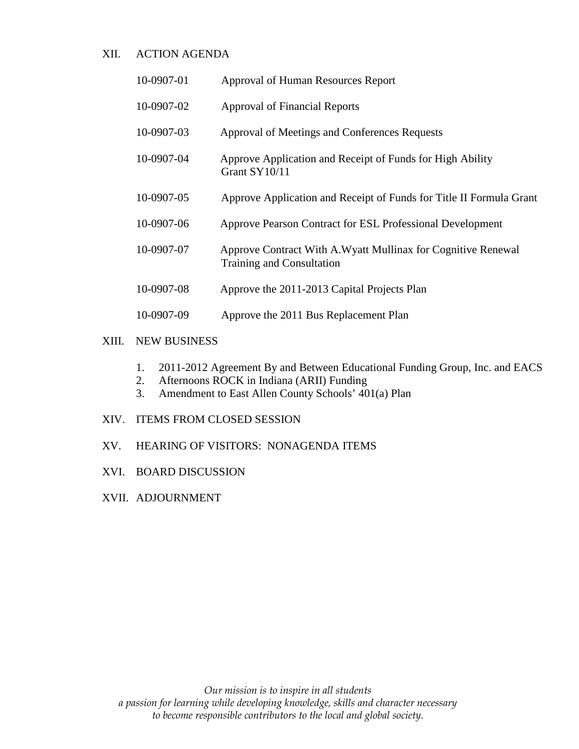XII. ACTION AGENDA

| | |
|---|---|
| 10-0907-01 | Approval of Human Resources Report |
| 10-0907-02 | Approval of Financial Reports |
| 10-0907-03 | Approval of Meetings and Conferences Requests |
| 10-0907-04 | Approve Application and Receipt of Funds for High Ability Grant SY10/11 |
| 10-0907-05 | Approve Application and Receipt of Funds for Title II Formula Grant |
| 10-0907-06 | Approve Pearson Contract for ESL Professional Development |
| 10-0907-07 | Approve Contract With A.Wyatt Mullinax for Cognitive Renewal Training and Consultation |
| 10-0907-08 | Approve the 2011-2013 Capital Projects Plan |
| 10-0907-09 | Approve the 2011 Bus Replacement Plan |

XIII. NEW BUSINESS

1. 2011-2012 Agreement By and Between Educational Funding Group, Inc. and EACS
2. Afternoons ROCK in Indiana (ARII) Funding
3. Amendment to East Allen County Schools' 401(a) Plan

XIV. ITEMS FROM CLOSED SESSION

XV. HEARING OF VISITORS: NONAGENDA ITEMS

XVI. BOARD DISCUSSION

XVII. ADJOURNMENT

*Our mission is to inspire in all students a passion for learning while developing knowledge, skills and character necessary to become responsible contributors to the local and global society.*